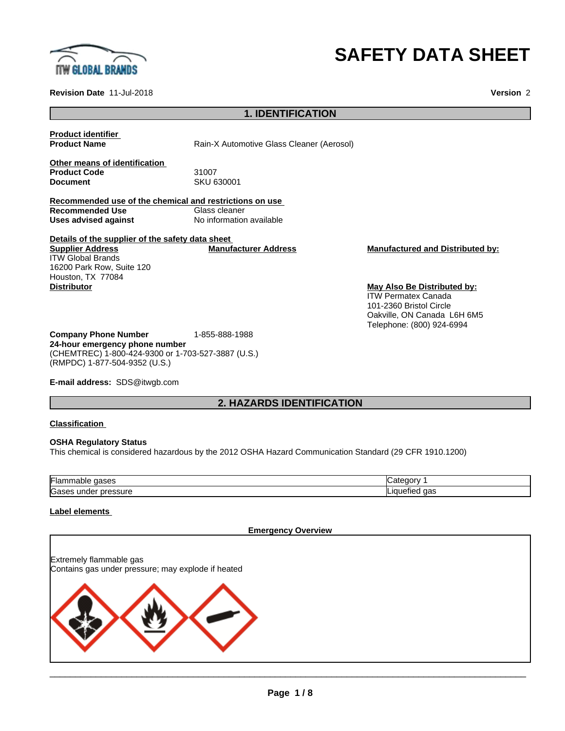# SAFETY DATA SHEET

**Revision Date** 11-Jul-2018 **Version** 2

## 1. IDENTIFICATION

**Product identifier**

**Product Name** Rain-X Automotive Glass Cleaner (Aerosol)

**Other means of identification**

**Product Code** 31007

**Document** SKU 630001

**Recommended use of the chemical and restrictions on use**

**Recommended Use** Glass cleaner

**Uses advised against** No information available

**Details of the supplier of the safety data sheet**

**Supplier Address**
ITW Global Brands
16200 Park Row, Suite 120
Houston, TX 77084

**Distributor**

**Manufacturer Address**

**Manufactured and Distributed by:**

**May Also Be Distributed by:**
ITW Permatex Canada
101-2360 Bristol Circle
Oakville, ON Canada L6H 6M5
Telephone: (800) 924-6994

**Company Phone Number** 1-855-888-1988

**24-hour emergency phone number**
(CHEMTREC) 1-800-424-9300 or 1-703-527-3887 (U.S.)
(RMPDC) 1-877-504-9352 (U.S.)

**E-mail address:** SDS@itwgb.com

## 2. HAZARDS IDENTIFICATION

**Classification**

**OSHA Regulatory Status**
This chemical is considered hazardous by the 2012 OSHA Hazard Communication Standard (29 CFR 1910.1200)

| | |
|---|---|
| Flammable gases | Category 1 |
| Gases under pressure | Liquefied gas |

**Label elements**

**Emergency Overview**

Extremely flammable gas
Contains gas under pressure; may explode if heated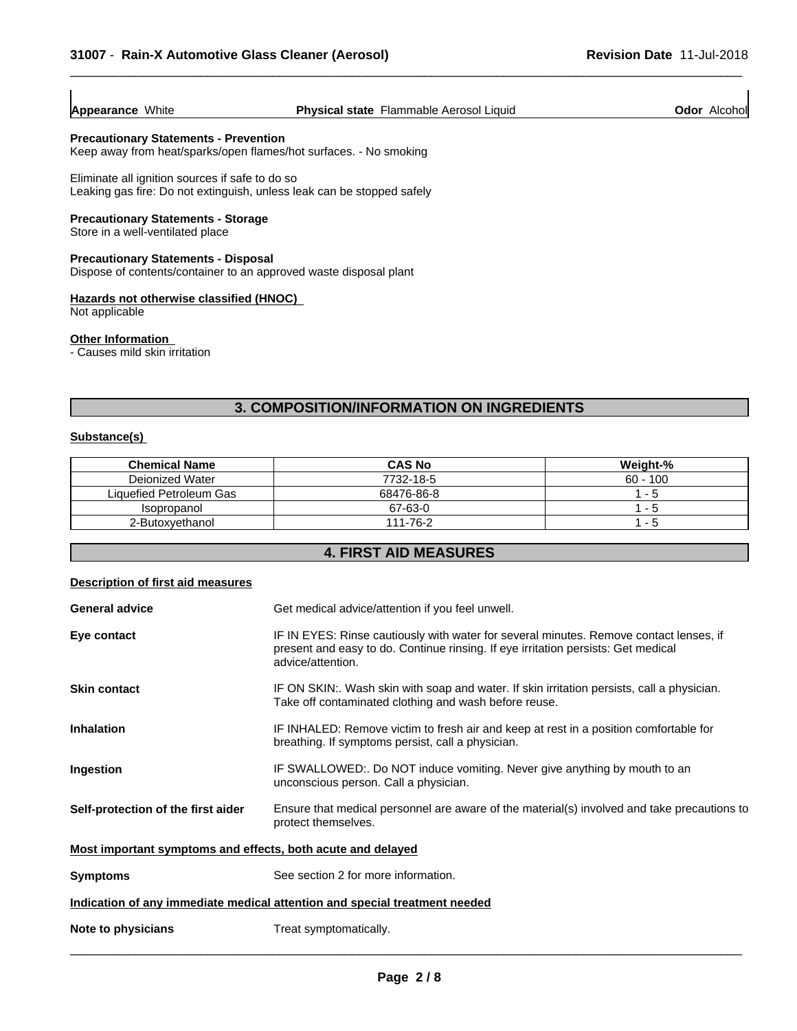| Appearance White | Physical state Flammable Aerosol Liquid | Odor Alcohol |
|---|---|---|

**Precautionary Statements - Prevention**
Keep away from heat/sparks/open flames/hot surfaces. - No smoking

Eliminate all ignition sources if safe to do so
Leaking gas fire: Do not extinguish, unless leak can be stopped safely

**Precautionary Statements - Storage**
Store in a well-ventilated place

**Precautionary Statements - Disposal**
Dispose of contents/container to an approved waste disposal plant

**Hazards not otherwise classified (HNOC)**
Not applicable

**Other Information**
- Causes mild skin irritation

## 3. COMPOSITION/INFORMATION ON INGREDIENTS

**Substance(s)**

| Chemical Name | CAS No | Weight-% |
|---|---|---|
| Deionized Water | 7732-18-5 | 60 - 100 |
| Liquefied Petroleum Gas | 68476-86-8 | 1 - 5 |
| Isopropanol | 67-63-0 | 1 - 5 |
| 2-Butoxyethanol | 111-76-2 | 1 - 5 |

## 4. FIRST AID MEASURES

**Description of first aid measures**

**General advice** Get medical advice/attention if you feel unwell.

**Eye contact** IF IN EYES: Rinse cautiously with water for several minutes. Remove contact lenses, if present and easy to do. Continue rinsing. If eye irritation persists: Get medical advice/attention.

**Skin contact** IF ON SKIN:. Wash skin with soap and water. If skin irritation persists, call a physician. Take off contaminated clothing and wash before reuse.

**Inhalation** IF INHALED: Remove victim to fresh air and keep at rest in a position comfortable for breathing. If symptoms persist, call a physician.

**Ingestion** IF SWALLOWED:. Do NOT induce vomiting. Never give anything by mouth to an unconscious person. Call a physician.

**Self-protection of the first aider** Ensure that medical personnel are aware of the material(s) involved and take precautions to protect themselves.

**Most important symptoms and effects, both acute and delayed**

**Symptoms** See section 2 for more information.

**Indication of any immediate medical attention and special treatment needed**

**Note to physicians** Treat symptomatically.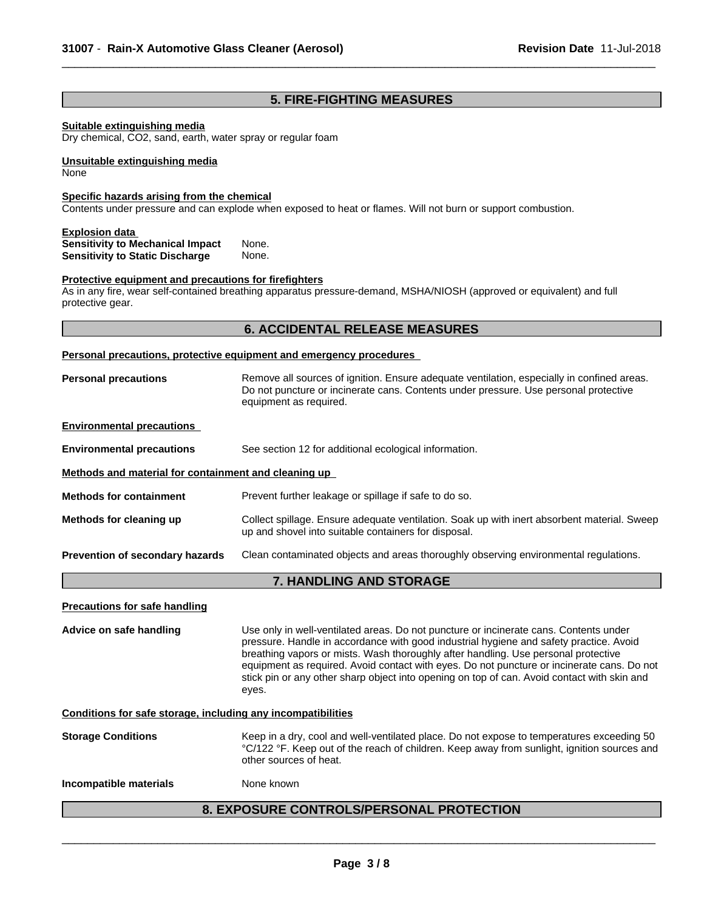## 5. FIRE-FIGHTING MEASURES

**Suitable extinguishing media**
Dry chemical, $CO_2$, sand, earth, water spray or regular foam

**Unsuitable extinguishing media**
None

**Specific hazards arising from the chemical**
Contents under pressure and can explode when exposed to heat or flames. Will not burn or support combustion.

**Explosion data**

| | |
|---|---|
| **Sensitivity to Mechanical Impact** | None. |
| **Sensitivity to Static Discharge** | None. |

**Protective equipment and precautions for firefighters**
As in any fire, wear self-contained breathing apparatus pressure-demand, MSHA/NIOSH (approved or equivalent) and full protective gear.

## 6. ACCIDENTAL RELEASE MEASURES

**Personal precautions, protective equipment and emergency procedures**

| | |
|---|---|
| **Personal precautions** | Remove all sources of ignition. Ensure adequate ventilation, especially in confined areas. Do not puncture or incinerate cans. Contents under pressure. Use personal protective equipment as required. |

**Environmental precautions**

| | |
|---|---|
| **Environmental precautions** | See section 12 for additional ecological information. |

**Methods and material for containment and cleaning up**

| | |
|---|---|
| **Methods for containment** | Prevent further leakage or spillage if safe to do so. |
| **Methods for cleaning up** | Collect spillage. Ensure adequate ventilation. Soak up with inert absorbent material. Sweep up and shovel into suitable containers for disposal. |
| **Prevention of secondary hazards** | Clean contaminated objects and areas thoroughly observing environmental regulations. |

## 7. HANDLING AND STORAGE

**Precautions for safe handling**

| | |
|---|---|
| **Advice on safe handling** | Use only in well-ventilated areas. Do not puncture or incinerate cans. Contents under pressure. Handle in accordance with good industrial hygiene and safety practice. Avoid breathing vapors or mists. Wash thoroughly after handling. Use personal protective equipment as required. Avoid contact with eyes. Do not puncture or incinerate cans. Do not stick pin or any other sharp object into opening on top of can. Avoid contact with skin and eyes. |

**Conditions for safe storage, including any incompatibilities**

| | |
|---|---|
| **Storage Conditions** | Keep in a dry, cool and well-ventilated place. Do not expose to temperatures exceeding 50 °C/122 °F. Keep out of the reach of children. Keep away from sunlight, ignition sources and other sources of heat. |
| **Incompatible materials** | None known |

## 8. EXPOSURE CONTROLS/PERSONAL PROTECTION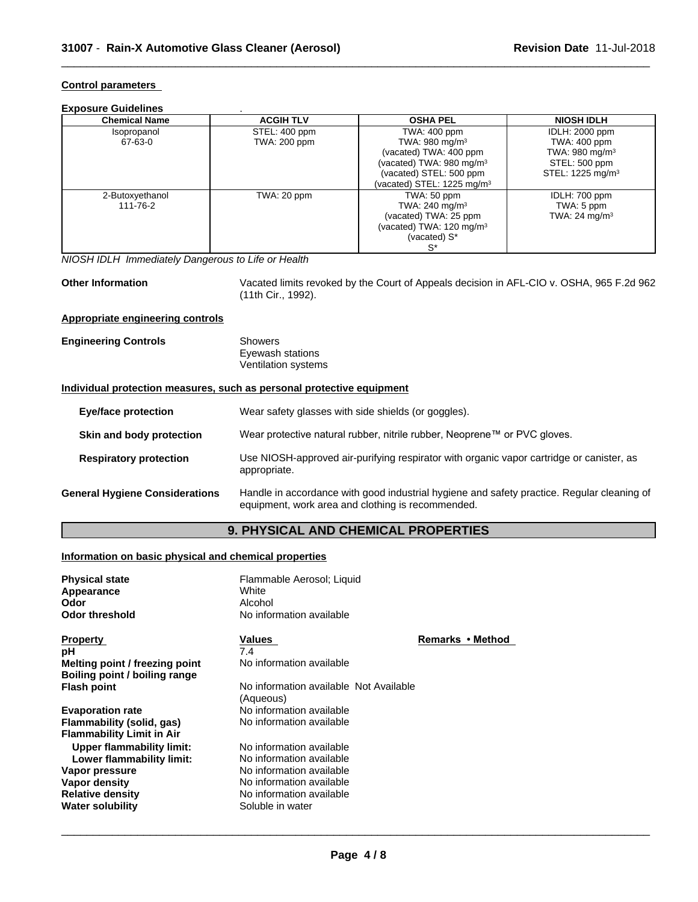### Control parameters

**Exposure Guidelines** .

| Chemical Name | ACGIH TLV | OSHA PEL | NIOSH IDLH |
|---|---|---|---|
| Isopropanol<br>67-63-0 | STEL: 400 ppm<br>TWA: 200 ppm | TWA: 400 ppm<br>TWA: 980 mg/m³<br>(vacated) TWA: 400 ppm<br>(vacated) TWA: 980 mg/m³<br>(vacated) STEL: 500 ppm<br>(vacated) STEL: 1225 mg/m³ | IDLH: 2000 ppm<br>TWA: 400 ppm<br>TWA: 980 mg/m³<br>STEL: 500 ppm<br>STEL: 1225 mg/m³ |
| 2-Butoxyethanol<br>111-76-2 | TWA: 20 ppm | TWA: 50 ppm<br>TWA: 240 mg/m³<br>(vacated) TWA: 25 ppm<br>(vacated) TWA: 120 mg/m³<br>(vacated) S*<br>S* | IDLH: 700 ppm<br>TWA: 5 ppm<br>TWA: 24 mg/m³ |

*NIOSH IDLH Immediately Dangerous to Life or Health*

**Other Information** Vacated limits revoked by the Court of Appeals decision in AFL-CIO v. OSHA, 965 F.2d 962 (11th Cir., 1992).

### Appropriate engineering controls

**Engineering Controls**
Showers
Eyewash stations
Ventilation systems

### Individual protection measures, such as personal protective equipment

**Eye/face protection** Wear safety glasses with side shields (or goggles).

**Skin and body protection** Wear protective natural rubber, nitrile rubber, Neoprene™ or PVC gloves.

**Respiratory protection** Use NIOSH-approved air-purifying respirator with organic vapor cartridge or canister, as appropriate.

**General Hygiene Considerations** Handle in accordance with good industrial hygiene and safety practice. Regular cleaning of equipment, work area and clothing is recommended.

## 9. PHYSICAL AND CHEMICAL PROPERTIES

### Information on basic physical and chemical properties

**Physical state** Flammable Aerosol; Liquid
**Appearance** White
**Odor** Alcohol
**Odor threshold** No information available

| Property | Values | Remarks • Method |
|---|---|---|
| **pH** | 7.4 | |
| **Melting point / freezing point** | No information available | |
| **Boiling point / boiling range** | | |
| **Flash point** | No information available Not Available (Aqueous) | |
| **Evaporation rate** | No information available | |
| **Flammability (solid, gas)** | No information available | |
| **Flammability Limit in Air** | | |
| **Upper flammability limit:** | No information available | |
| **Lower flammability limit:** | No information available | |
| **Vapor pressure** | No information available | |
| **Vapor density** | No information available | |
| **Relative density** | No information available | |
| **Water solubility** | Soluble in water | |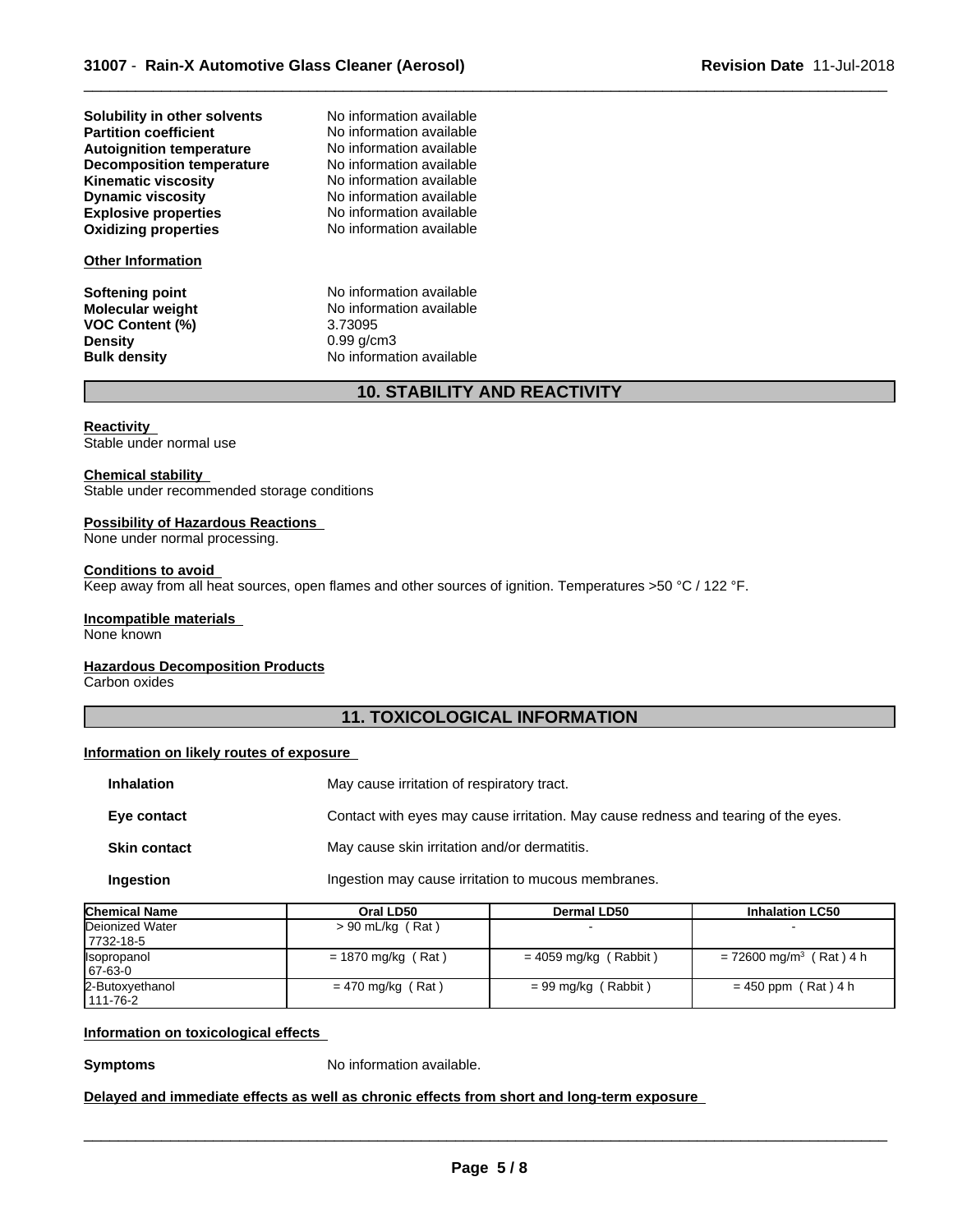| | |
|---|---|
| **Solubility in other solvents** | No information available |
| **Partition coefficient** | No information available |
| **Autoignition temperature** | No information available |
| **Decomposition temperature** | No information available |
| **Kinematic viscosity** | No information available |
| **Dynamic viscosity** | No information available |
| **Explosive properties** | No information available |
| **Oxidizing properties** | No information available |

**Other Information**

| | |
|---|---|
| **Softening point** | No information available |
| **Molecular weight** | No information available |
| **VOC Content (%)** | 3.73095 |
| **Density** | 0.99 g/cm3 |
| **Bulk density** | No information available |

## 10. STABILITY AND REACTIVITY

**Reactivity**
Stable under normal use

**Chemical stability**
Stable under recommended storage conditions

**Possibility of Hazardous Reactions**
None under normal processing.

**Conditions to avoid**
Keep away from all heat sources, open flames and other sources of ignition. Temperatures >50 °C / 122 °F.

**Incompatible materials**
None known

**Hazardous Decomposition Products**
Carbon oxides

## 11. TOXICOLOGICAL INFORMATION

**Information on likely routes of exposure**

| | |
|---|---|
| **Inhalation** | May cause irritation of respiratory tract. |
| **Eye contact** | Contact with eyes may cause irritation. May cause redness and tearing of the eyes. |
| **Skin contact** | May cause skin irritation and/or dermatitis. |
| **Ingestion** | Ingestion may cause irritation to mucous membranes. |

| Chemical Name | Oral LD50 | Dermal LD50 | Inhalation LC50 |
|---|---|---|---|
| Deionized Water 7732-18-5 | > 90 mL/kg ( Rat ) | - | - |
| Isopropanol 67-63-0 | = 1870 mg/kg ( Rat ) | = 4059 mg/kg ( Rabbit ) | = 72600 mg/m$^3$ ( Rat ) 4 h |
| 2-Butoxyethanol 111-76-2 | = 470 mg/kg ( Rat ) | = 99 mg/kg ( Rabbit ) | = 450 ppm ( Rat ) 4 h |

**Information on toxicological effects**

**Symptoms** No information available.

**Delayed and immediate effects as well as chronic effects from short and long-term exposure**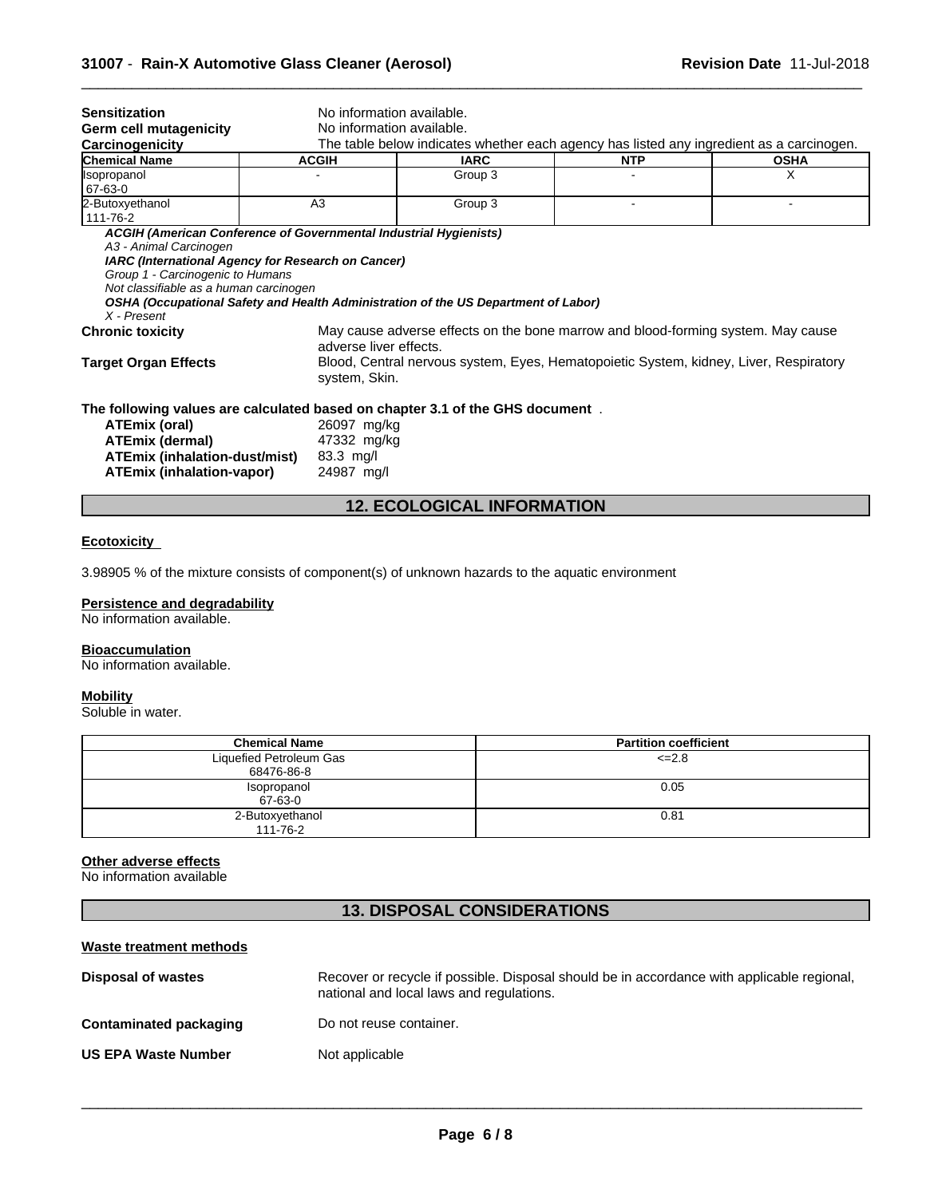**Sensitization** No information available.

**Germ cell mutagenicity** No information available.

**Carcinogenicity** The table below indicates whether each agency has listed any ingredient as a carcinogen.

| Chemical Name | ACGIH | IARC | NTP | OSHA |
|---|---|---|---|---|
| Isopropanol<br>67-63-0 | - | Group 3 | - | X |
| 2-Butoxyethanol<br>111-76-2 | A3 | Group 3 | - | - |

***ACGIH (American Conference of Governmental Industrial Hygienists)***
*A3 - Animal Carcinogen*
***IARC (International Agency for Research on Cancer)***
*Group 1 - Carcinogenic to Humans*
*Not classifiable as a human carcinogen*
***OSHA (Occupational Safety and Health Administration of the US Department of Labor)***
*X - Present*

**Chronic toxicity** May cause adverse effects on the bone marrow and blood-forming system. May cause adverse liver effects.

**Target Organ Effects** Blood, Central nervous system, Eyes, Hematopoietic System, kidney, Liver, Respiratory system, Skin.

**The following values are calculated based on chapter 3.1 of the GHS document** .

| | |
|---|---|
| **ATEmix (oral)** | 26097 mg/kg |
| **ATEmix (dermal)** | 47332 mg/kg |
| **ATEmix (inhalation-dust/mist)** | 83.3 mg/l |
| **ATEmix (inhalation-vapor)** | 24987 mg/l |

## 12. ECOLOGICAL INFORMATION

**Ecotoxicity**

3.98905 % of the mixture consists of component(s) of unknown hazards to the aquatic environment

**Persistence and degradability**
No information available.

**Bioaccumulation**
No information available.

**Mobility**
Soluble in water.

| Chemical Name | Partition coefficient |
|---|---|
| Liquefied Petroleum Gas<br>68476-86-8 | <=2.8 |
| Isopropanol<br>67-63-0 | 0.05 |
| 2-Butoxyethanol<br>111-76-2 | 0.81 |

**Other adverse effects**
No information available

## 13. DISPOSAL CONSIDERATIONS

**Waste treatment methods**

**Disposal of wastes** Recover or recycle if possible. Disposal should be in accordance with applicable regional, national and local laws and regulations.

**Contaminated packaging** Do not reuse container.

**US EPA Waste Number** Not applicable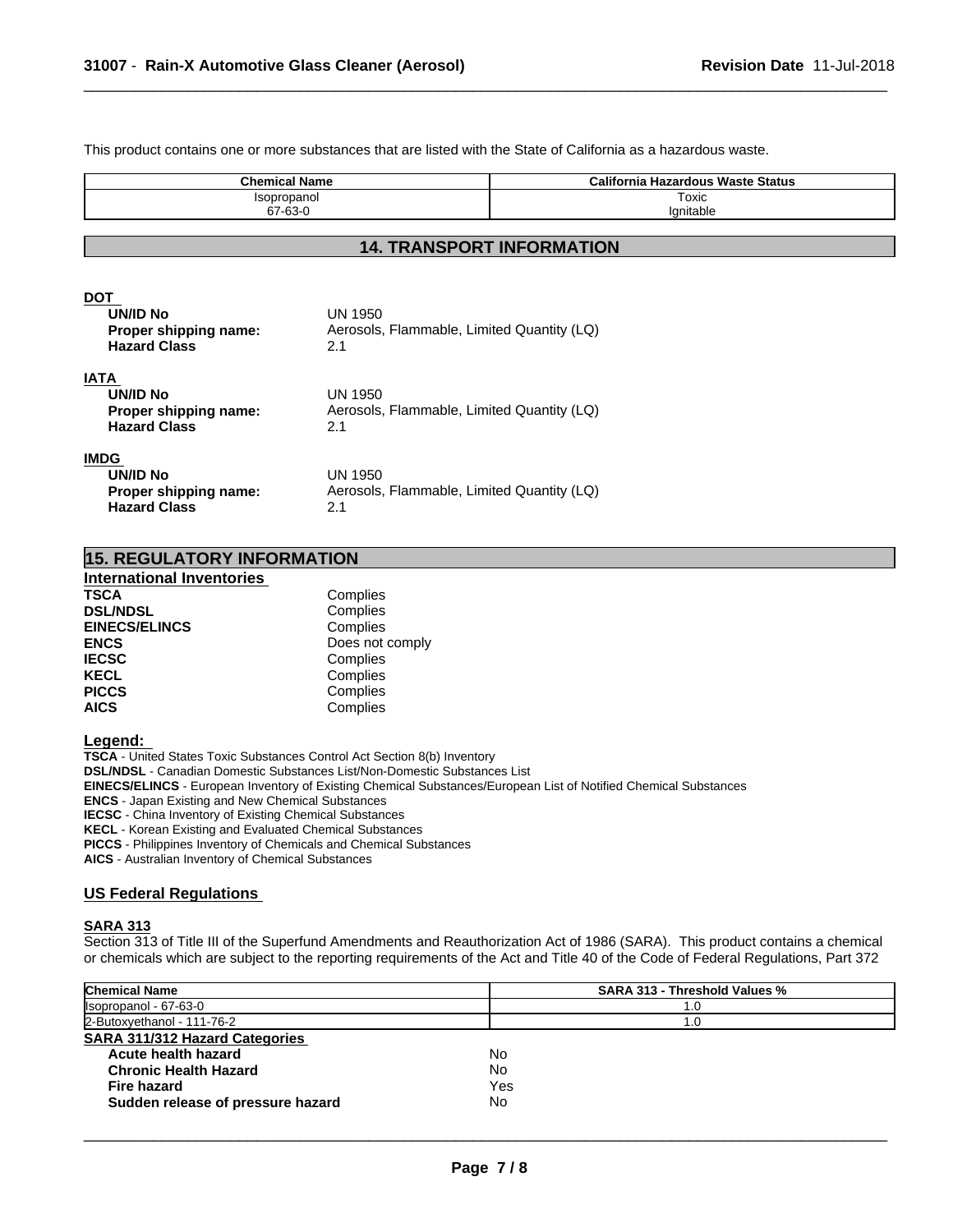This product contains one or more substances that are listed with the State of California as a hazardous waste.

| Chemical Name | California Hazardous Waste Status |
|---|---|
| Isopropanol<br>67-63-0 | Toxic<br>Ignitable |

## 14. TRANSPORT INFORMATION

**DOT**

| | |
|---|---|
| **UN/ID No** | UN 1950 |
| **Proper shipping name:** | Aerosols, Flammable, Limited Quantity (LQ) |
| **Hazard Class** | 2.1 |

**IATA**

| | |
|---|---|
| **UN/ID No** | UN 1950 |
| **Proper shipping name:** | Aerosols, Flammable, Limited Quantity (LQ) |
| **Hazard Class** | 2.1 |

**IMDG**

| | |
|---|---|
| **UN/ID No** | UN 1950 |
| **Proper shipping name:** | Aerosols, Flammable, Limited Quantity (LQ) |
| **Hazard Class** | 2.1 |

## 15. REGULATORY INFORMATION

### International Inventories

| | |
|---|---|
| **TSCA** | Complies |
| **DSL/NDSL** | Complies |
| **EINECS/ELINCS** | Complies |
| **ENCS** | Does not comply |
| **IECSC** | Complies |
| **KECL** | Complies |
| **PICCS** | Complies |
| **AICS** | Complies |

**Legend:**

**TSCA** - United States Toxic Substances Control Act Section 8(b) Inventory
**DSL/NDSL** - Canadian Domestic Substances List/Non-Domestic Substances List
**EINECS/ELINCS** - European Inventory of Existing Chemical Substances/European List of Notified Chemical Substances
**ENCS** - Japan Existing and New Chemical Substances
**IECSC** - China Inventory of Existing Chemical Substances
**KECL** - Korean Existing and Evaluated Chemical Substances
**PICCS** - Philippines Inventory of Chemicals and Chemical Substances
**AICS** - Australian Inventory of Chemical Substances

### US Federal Regulations

**SARA 313**

Section 313 of Title III of the Superfund Amendments and Reauthorization Act of 1986 (SARA). This product contains a chemical or chemicals which are subject to the reporting requirements of the Act and Title 40 of the Code of Federal Regulations, Part 372

| Chemical Name | SARA 313 - Threshold Values % |
|---|---|
| Isopropanol - 67-63-0 | 1.0 |
| 2-Butoxyethanol - 111-76-2 | 1.0 |

**SARA 311/312 Hazard Categories**

| | |
|---|---|
| **Acute health hazard** | No |
| **Chronic Health Hazard** | No |
| **Fire hazard** | Yes |
| **Sudden release of pressure hazard** | No |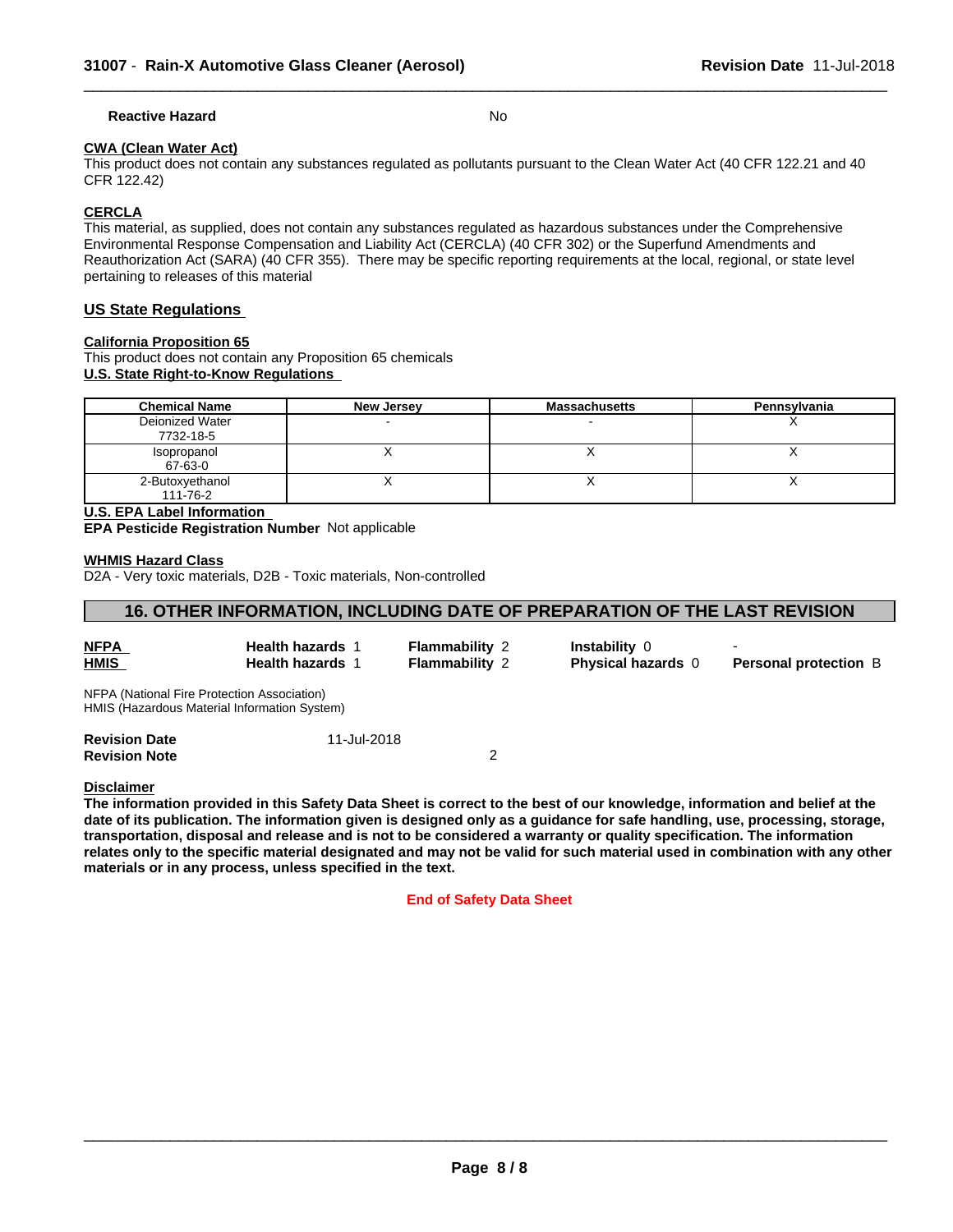**Reactive Hazard** No

**CWA (Clean Water Act)**
This product does not contain any substances regulated as pollutants pursuant to the Clean Water Act (40 CFR 122.21 and 40 CFR 122.42)

**CERCLA**
This material, as supplied, does not contain any substances regulated as hazardous substances under the Comprehensive Environmental Response Compensation and Liability Act (CERCLA) (40 CFR 302) or the Superfund Amendments and Reauthorization Act (SARA) (40 CFR 355). There may be specific reporting requirements at the local, regional, or state level pertaining to releases of this material

**US State Regulations**

**California Proposition 65**
This product does not contain any Proposition 65 chemicals

**U.S. State Right-to-Know Regulations**

| Chemical Name | New Jersey | Massachusetts | Pennsylvania |
|---|---|---|---|
| Deionized Water 7732-18-5 | - | - | X |
| Isopropanol 67-63-0 | X | X | X |
| 2-Butoxyethanol 111-76-2 | X | X | X |

**U.S. EPA Label Information**
**EPA Pesticide Registration Number** Not applicable

**WHMIS Hazard Class**
D2A - Very toxic materials, D2B - Toxic materials, Non-controlled

## 16. OTHER INFORMATION, INCLUDING DATE OF PREPARATION OF THE LAST REVISION

| | | | | |
|---|---|---|---|---|
| **NFPA** | **Health hazards** 1 | **Flammability** 2 | **Instability** 0 | - |
| **HMIS** | **Health hazards** 1 | **Flammability** 2 | **Physical hazards** 0 | **Personal protection** B |

NFPA (National Fire Protection Association)
HMIS (Hazardous Material Information System)

**Revision Date** 11-Jul-2018
**Revision Note** 2

**Disclaimer**
**The information provided in this Safety Data Sheet is correct to the best of our knowledge, information and belief at the date of its publication. The information given is designed only as a guidance for safe handling, use, processing, storage, transportation, disposal and release and is not to be considered a warranty or quality specification. The information relates only to the specific material designated and may not be valid for such material used in combination with any other materials or in any process, unless specified in the text.**

**End of Safety Data Sheet**